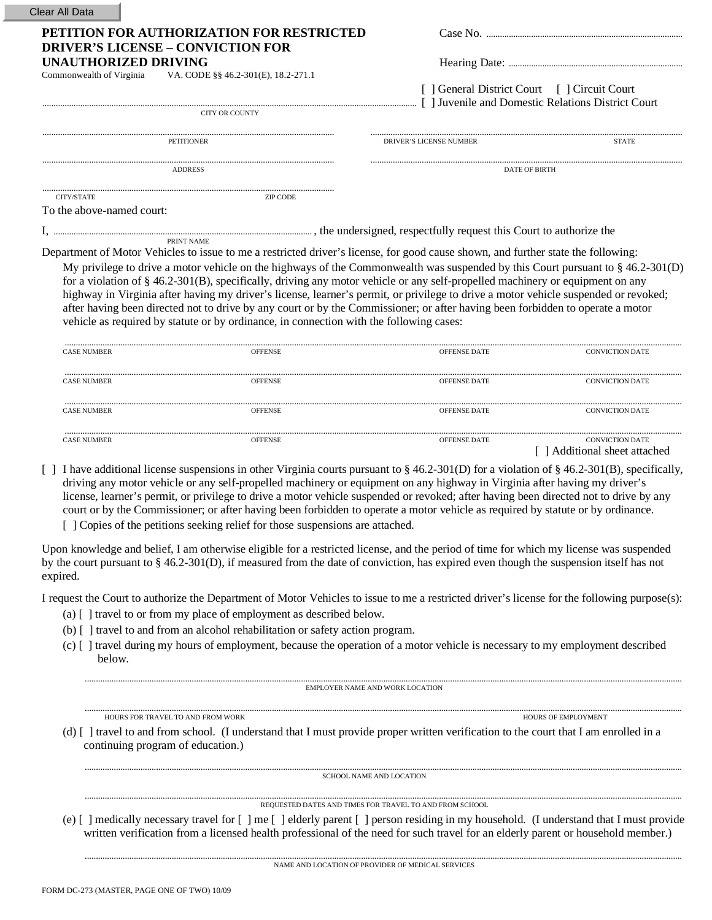Clear All Data

# PETITION FOR AUTHORIZATION FOR RESTRICTED DRIVER'S LICENSE – CONVICTION FOR UNAUTHORIZED DRIVING

Commonwealth of Virginia VA. CODE §§ 46.2-301(E), 18.2-271.1

Case No. ..........................................

Hearing Date: ..........................................

[ ] General District Court [ ] Circuit Court
[ ] Juvenile and Domestic Relations District Court

.......................................................................
CITY OR COUNTY

.......................................................................
PETITIONER

.......................................................................
DRIVER'S LICENSE NUMBER STATE

.......................................................................
ADDRESS

.......................................................................
DATE OF BIRTH

.......................................................................
CITY/STATE ZIP CODE

To the above-named court:

I, .......................................................................
PRINT NAME
, the undersigned, respectfully request this Court to authorize the Department of Motor Vehicles to issue to me a restricted driver's license, for good cause shown, and further state the following:

My privilege to drive a motor vehicle on the highways of the Commonwealth was suspended by this Court pursuant to § 46.2-301(D) for a violation of § 46.2-301(B), specifically, driving any motor vehicle or any self-propelled machinery or equipment on any highway in Virginia after having my driver's license, learner's permit, or privilege to drive a motor vehicle suspended or revoked; after having been directed not to drive by any court or by the Commissioner; or after having been forbidden to operate a motor vehicle as required by statute or by ordinance, in connection with the following cases:

| CASE NUMBER | OFFENSE | OFFENSE DATE | CONVICTION DATE |
|---|---|---|---|
| | | | |
| | | | |
| | | | |
| | | | |

[ ] Additional sheet attached

[ ] I have additional license suspensions in other Virginia courts pursuant to § 46.2-301(D) for a violation of § 46.2-301(B), specifically, driving any motor vehicle or any self-propelled machinery or equipment on any highway in Virginia after having my driver's license, learner's permit, or privilege to drive a motor vehicle suspended or revoked; after having been directed not to drive by any court or by the Commissioner; or after having been forbidden to operate a motor vehicle as required by statute or by ordinance.

[ ] Copies of the petitions seeking relief for those suspensions are attached.

Upon knowledge and belief, I am otherwise eligible for a restricted license, and the period of time for which my license was suspended by the court pursuant to § 46.2-301(D), if measured from the date of conviction, has expired even though the suspension itself has not expired.

I request the Court to authorize the Department of Motor Vehicles to issue to me a restricted driver's license for the following purpose(s):

(a) [ ] travel to or from my place of employment as described below.

(b) [ ] travel to and from an alcohol rehabilitation or safety action program.

(c) [ ] travel during my hours of employment, because the operation of a motor vehicle is necessary to my employment described below.

.......................................................................
EMPLOYER NAME AND WORK LOCATION

.......................................................................
HOURS FOR TRAVEL TO AND FROM WORK HOURS OF EMPLOYMENT

(d) [ ] travel to and from school. (I understand that I must provide proper written verification to the court that I am enrolled in a continuing program of education.)

.......................................................................
SCHOOL NAME AND LOCATION

.......................................................................
REQUESTED DATES AND TIMES FOR TRAVEL TO AND FROM SCHOOL

(e) [ ] medically necessary travel for [ ] me [ ] elderly parent [ ] person residing in my household. (I understand that I must provide written verification from a licensed health professional of the need for such travel for an elderly parent or household member.)

.......................................................................
NAME AND LOCATION OF PROVIDER OF MEDICAL SERVICES

FORM DC-273 (MASTER, PAGE ONE OF TWO) 10/09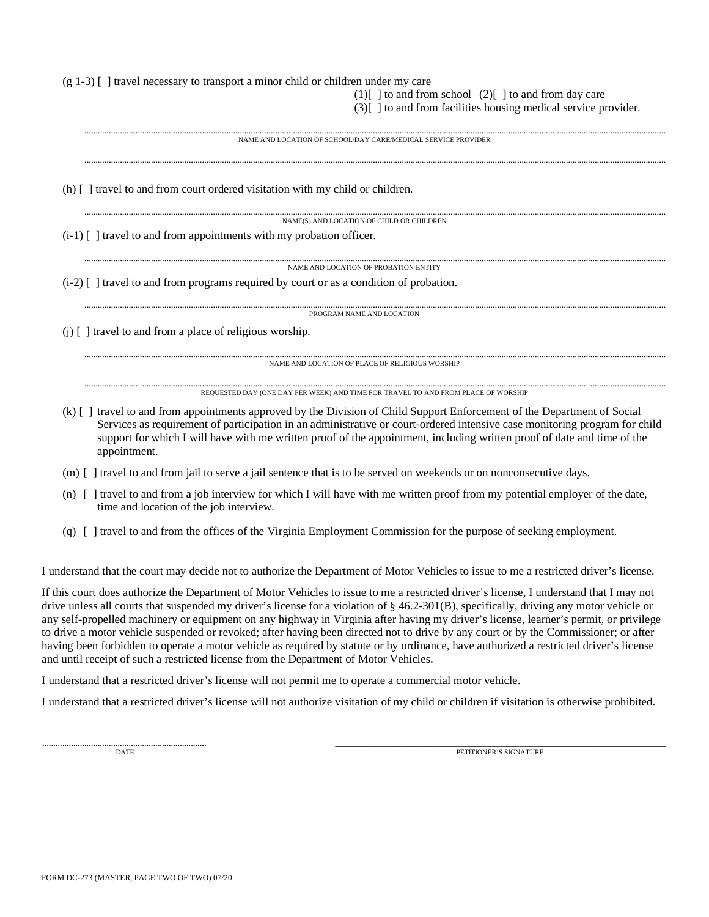(g 1-3) [ ] travel necessary to transport a minor child or children under my care

(1)[ ] to and from school (2)[ ] to and from day care

(3)[ ] to and from facilities housing medical service provider.

..............................................................................................................................................................................................................

NAME AND LOCATION OF SCHOOL/DAY CARE/MEDICAL SERVICE PROVIDER

..............................................................................................................................................................................................................

(h) [ ] travel to and from court ordered visitation with my child or children.

..............................................................................................................................................................................................................

NAME(S) AND LOCATION OF CHILD OR CHILDREN

(i-1) [ ] travel to and from appointments with my probation officer.

..............................................................................................................................................................................................................

NAME AND LOCATION OF PROBATION ENTITY

(i-2) [ ] travel to and from programs required by court or as a condition of probation.

..............................................................................................................................................................................................................

PROGRAM NAME AND LOCATION

(j) [ ] travel to and from a place of religious worship.

..............................................................................................................................................................................................................

NAME AND LOCATION OF PLACE OF RELIGIOUS WORSHIP

..............................................................................................................................................................................................................

REQUESTED DAY (ONE DAY PER WEEK) AND TIME FOR TRAVEL TO AND FROM PLACE OF WORSHIP

(k) [ ] travel to and from appointments approved by the Division of Child Support Enforcement of the Department of Social Services as requirement of participation in an administrative or court-ordered intensive case monitoring program for child support for which I will have with me written proof of the appointment, including written proof of date and time of the appointment.

(m) [ ] travel to and from jail to serve a jail sentence that is to be served on weekends or on nonconsecutive days.

(n) [ ] travel to and from a job interview for which I will have with me written proof from my potential employer of the date, time and location of the job interview.

(q) [ ] travel to and from the offices of the Virginia Employment Commission for the purpose of seeking employment.

I understand that the court may decide not to authorize the Department of Motor Vehicles to issue to me a restricted driver's license.

If this court does authorize the Department of Motor Vehicles to issue to me a restricted driver's license, I understand that I may not drive unless all courts that suspended my driver's license for a violation of § 46.2-301(B), specifically, driving any motor vehicle or any self-propelled machinery or equipment on any highway in Virginia after having my driver's license, learner's permit, or privilege to drive a motor vehicle suspended or revoked; after having been directed not to drive by any court or by the Commissioner; or after having been forbidden to operate a motor vehicle as required by statute or by ordinance, have authorized a restricted driver's license and until receipt of such a restricted license from the Department of Motor Vehicles.

I understand that a restricted driver's license will not permit me to operate a commercial motor vehicle.

I understand that a restricted driver's license will not authorize visitation of my child or children if visitation is otherwise prohibited.

.........................................................................
DATE

______________________________________________________________
PETITIONER'S SIGNATURE

FORM DC-273 (MASTER, PAGE TWO OF TWO) 07/20